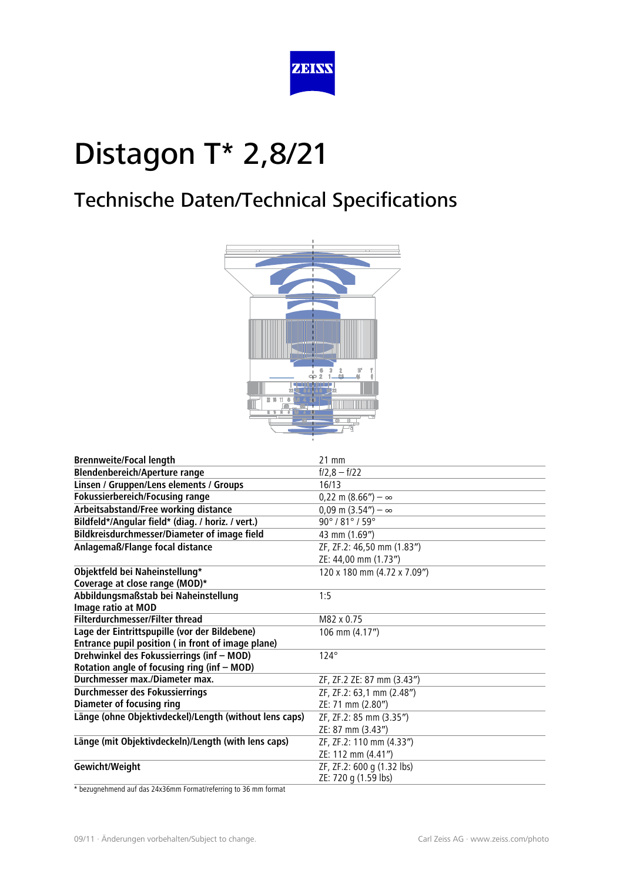# Distagon T* 2,8/21

## Technische Daten/Technical Specifications

| | |
|---|---|
| **Brennweite/Focal length** | 21 mm |
| **Blendenbereich/Aperture range** | f/2,8 – f/22 |
| **Linsen / Gruppen/Lens elements / Groups** | 16/13 |
| **Fokussierbereich/Focusing range** | 0,22 m (8.66″) – ∞ |
| **Arbeitsabstand/Free working distance** | 0,09 m (3.54″) – ∞ |
| **Bildfeld*/Angular field* (diag. / horiz. / vert.)** | 90° / 81° / 59° |
| **Bildkreisdurchmesser/Diameter of image field** | 43 mm (1.69″) |
| **Anlagemaß/Flange focal distance** | ZF, ZF.2: 46,50 mm (1.83″)<br>ZE: 44,00 mm (1.73″) |
| **Objektfeld bei Naheinstellung\*<br>Coverage at close range (MOD)\*** | 120 x 180 mm (4.72 x 7.09″) |
| **Abbildungsmaßstab bei Naheinstellung<br>Image ratio at MOD** | 1:5 |
| **Filterdurchmesser/Filter thread** | M82 x 0.75 |
| **Lage der Eintrittspupille (vor der Bildebene)<br>Entrance pupil position ( in front of image plane)** | 106 mm (4.17″) |
| **Drehwinkel des Fokussierrings (inf – MOD)<br>Rotation angle of focusing ring (inf – MOD)** | 124° |
| **Durchmesser max./Diameter max.** | ZF, ZF.2 ZE: 87 mm (3.43″) |
| **Durchmesser des Fokussierrings<br>Diameter of focusing ring** | ZF, ZF.2: 63,1 mm (2.48″)<br>ZE: 71 mm (2.80″) |
| **Länge (ohne Objektivdeckel)/Length (without lens caps)** | ZF, ZF.2: 85 mm (3.35″)<br>ZE: 87 mm (3.43″) |
| **Länge (mit Objektivdeckeln)/Length (with lens caps)** | ZF, ZF.2: 110 mm (4.33″)<br>ZE: 112 mm (4.41″) |
| **Gewicht/Weight** | ZF, ZF.2: 600 g (1.32 lbs)<br>ZE: 720 g (1.59 lbs) |

* bezugnehmend auf das 24x36mm Format/referring to 36 mm format

09/11 · Änderungen vorbehalten/Subject to change.

Carl Zeiss AG · www.zeiss.com/photo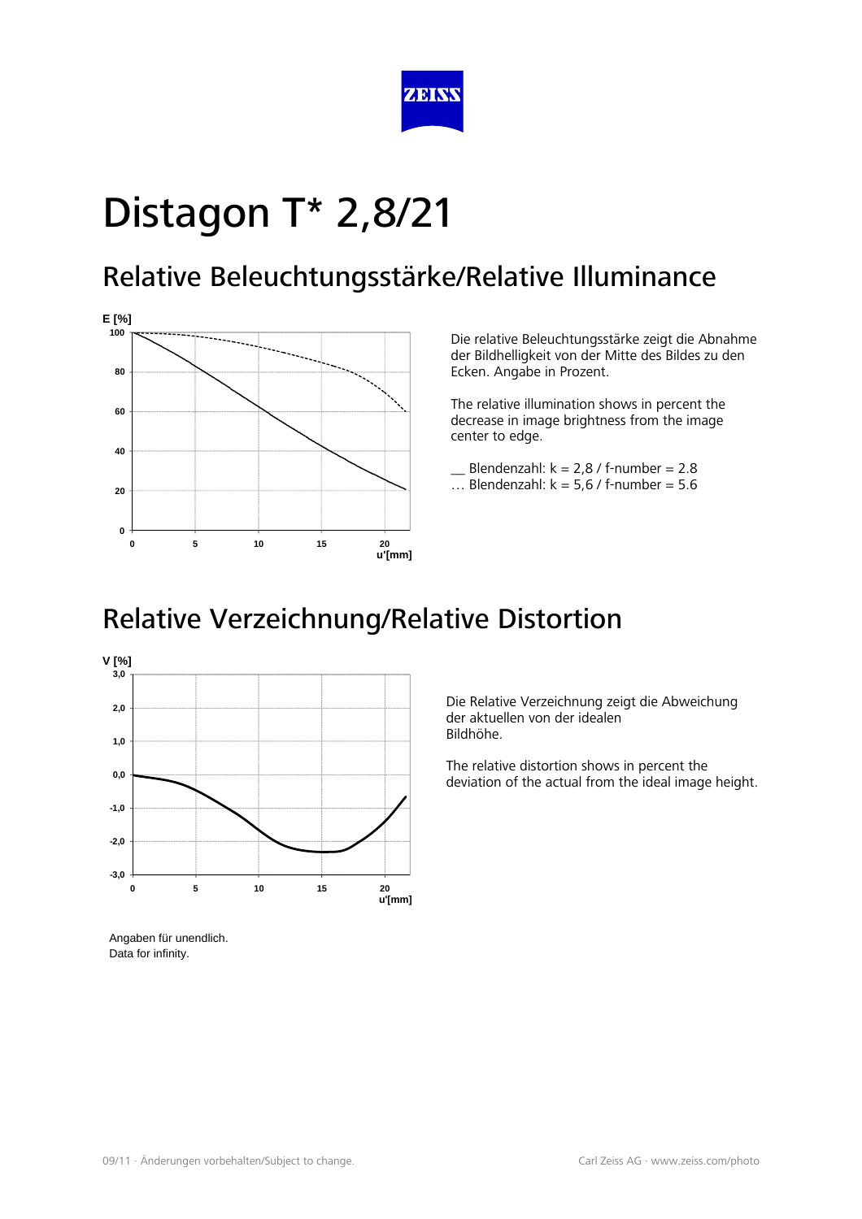# Distagon T* 2,8/21

## Relative Beleuchtungsstärke/Relative Illuminance

Die relative Beleuchtungsstärke zeigt die Abnahme der Bildhelligkeit von der Mitte des Bildes zu den Ecken. Angabe in Prozent.

The relative illumination shows in percent the decrease in image brightness from the image center to edge.

__ Blendenzahl: k = 2,8 / f-number = 2.8
… Blendenzahl: k = 5,6 / f-number = 5.6

## Relative Verzeichnung/Relative Distortion

Die Relative Verzeichnung zeigt die Abweichung der aktuellen von der idealen Bildhöhe.

The relative distortion shows in percent the deviation of the actual from the ideal image height.

Angaben für unendlich.
Data for infinity.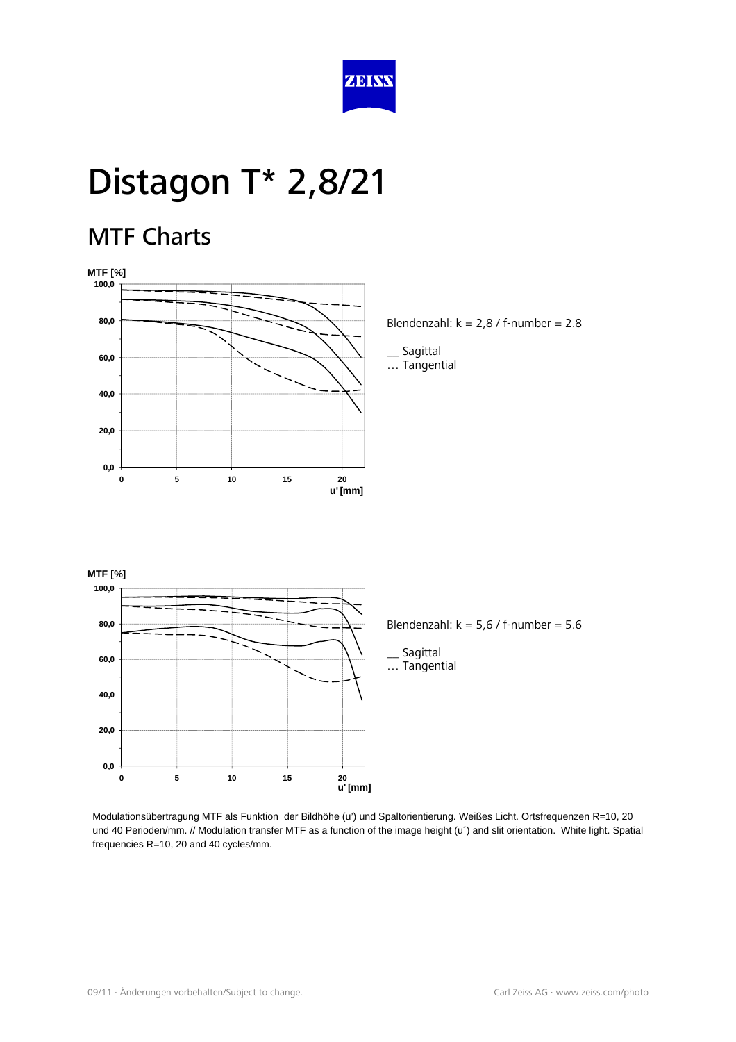# Distagon T* 2,8/21

## MTF Charts

Blendenzahl: k = 2,8 / f-number = 2.8

__ Sagittal
… Tangential

Blendenzahl: k = 5,6 / f-number = 5.6

__ Sagittal
… Tangential

Modulationsübertragung MTF als Funktion der Bildhöhe (u') und Spaltorientierung. Weißes Licht. Ortsfrequenzen R=10, 20 und 40 Perioden/mm. // Modulation transfer MTF as a function of the image height (u´) and slit orientation. White light. Spatial frequencies R=10, 20 and 40 cycles/mm.

09/11 · Änderungen vorbehalten/Subject to change.

Carl Zeiss AG · www.zeiss.com/photo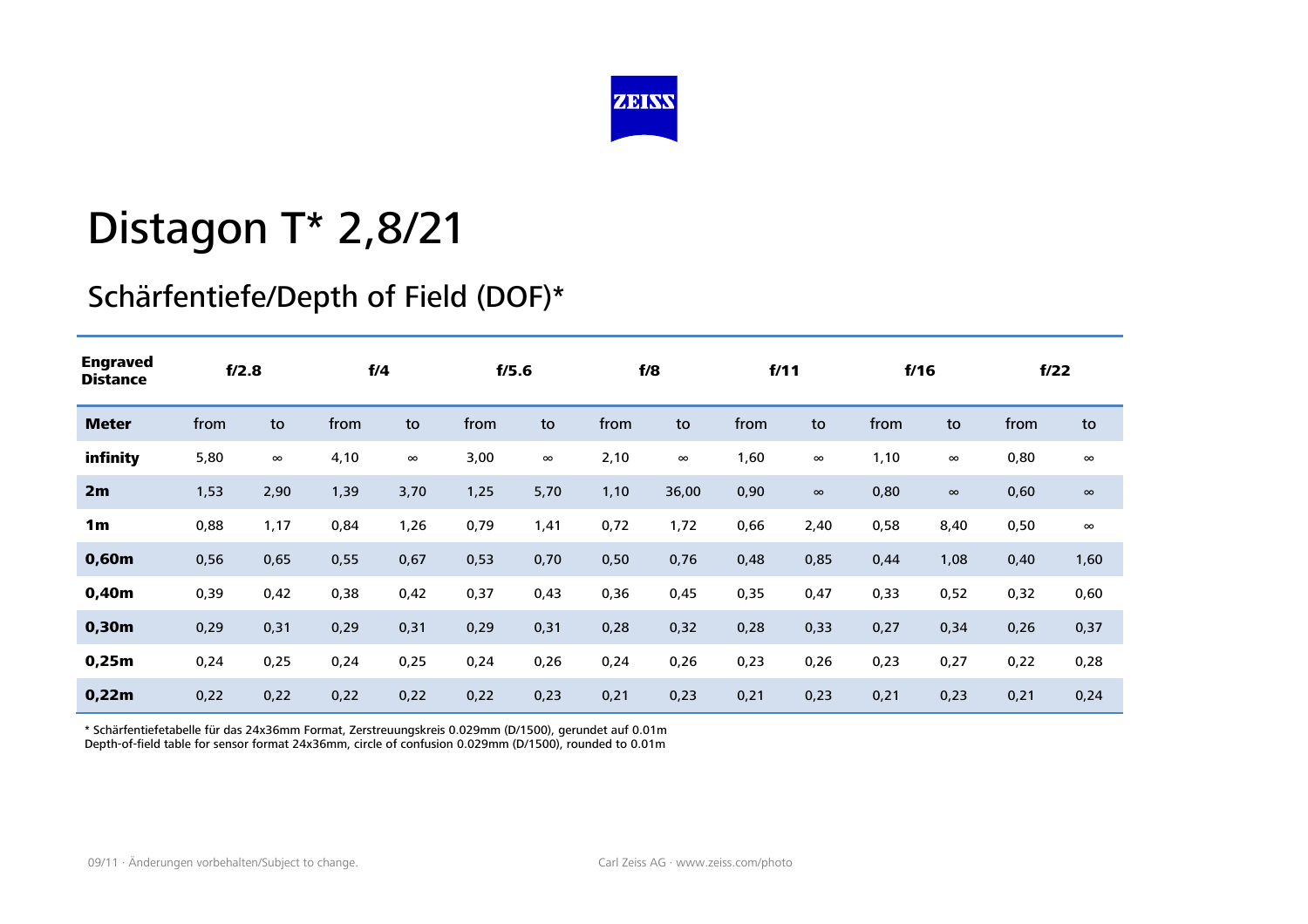ZEISS

# Distagon T* 2,8/21

## Schärfentiefe/Depth of Field (DOF)*

| Engraved Distance | f/2.8 | | f/4 | | f/5.6 | | f/8 | | f/11 | | f/16 | | f/22 | |
|---|---|---|---|---|---|---|---|---|---|---|---|---|---|---|
| **Meter** | from | to | from | to | from | to | from | to | from | to | from | to | from | to |
| **infinity** | 5,80 | ∞ | 4,10 | ∞ | 3,00 | ∞ | 2,10 | ∞ | 1,60 | ∞ | 1,10 | ∞ | 0,80 | ∞ |
| **2m** | 1,53 | 2,90 | 1,39 | 3,70 | 1,25 | 5,70 | 1,10 | 36,00 | 0,90 | ∞ | 0,80 | ∞ | 0,60 | ∞ |
| **1m** | 0,88 | 1,17 | 0,84 | 1,26 | 0,79 | 1,41 | 0,72 | 1,72 | 0,66 | 2,40 | 0,58 | 8,40 | 0,50 | ∞ |
| **0,60m** | 0,56 | 0,65 | 0,55 | 0,67 | 0,53 | 0,70 | 0,50 | 0,76 | 0,48 | 0,85 | 0,44 | 1,08 | 0,40 | 1,60 |
| **0,40m** | 0,39 | 0,42 | 0,38 | 0,42 | 0,37 | 0,43 | 0,36 | 0,45 | 0,35 | 0,47 | 0,33 | 0,52 | 0,32 | 0,60 |
| **0,30m** | 0,29 | 0,31 | 0,29 | 0,31 | 0,29 | 0,31 | 0,28 | 0,32 | 0,28 | 0,33 | 0,27 | 0,34 | 0,26 | 0,37 |
| **0,25m** | 0,24 | 0,25 | 0,24 | 0,25 | 0,24 | 0,26 | 0,24 | 0,26 | 0,23 | 0,26 | 0,23 | 0,27 | 0,22 | 0,28 |
| **0,22m** | 0,22 | 0,22 | 0,22 | 0,22 | 0,22 | 0,23 | 0,21 | 0,23 | 0,21 | 0,23 | 0,21 | 0,23 | 0,21 | 0,24 |

\* Schärfentiefetabelle für das 24x36mm Format, Zerstreuungskreis 0.029mm (D/1500), gerundet auf 0.01m
Depth-of-field table for sensor format 24x36mm, circle of confusion 0.029mm (D/1500), rounded to 0.01m

09/11 · Änderungen vorbehalten/Subject to change.

Carl Zeiss AG · www.zeiss.com/photo